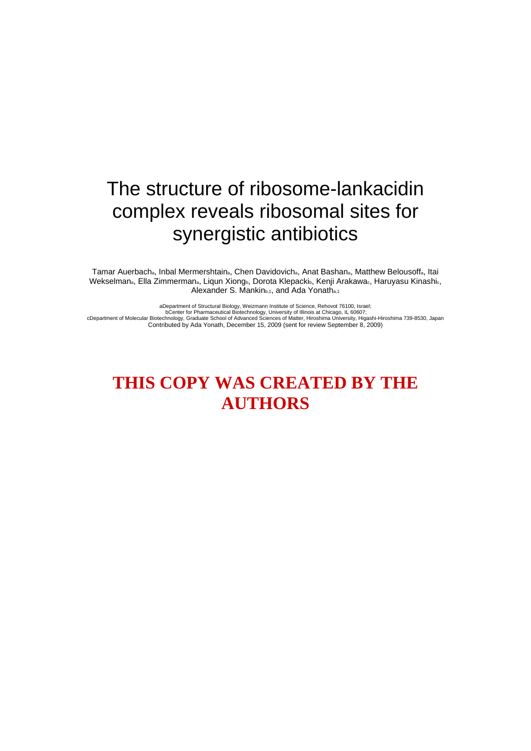# The structure of ribosome-lankacidin complex reveals ribosomal sites for synergistic antibiotics

Tamar Auerbach[a], Inbal Mermershtain[a], Chen Davidovich[a], Anat Bashan[a], Matthew Belousoff[a], Itai Wekselman[a], Ella Zimmerman[a], Liqun Xiong[b], Dorota Klepacki[b], Kenji Arakawa[c], Haruyasu Kinashi[c], Alexander S. Mankin[b,1], and Ada Yonath[a,1]

[a]Department of Structural Biology, Weizmann Institute of Science, Rehovot 76100, Israel;
[b]Center for Pharmaceutical Biotechnology, University of Illinois at Chicago, IL 60607;
[c]Department of Molecular Biotechnology, Graduate School of Advanced Sciences of Matter, Hiroshima University, Higashi-Hiroshima 739-8530, Japan
Contributed by Ada Yonath, December 15, 2009 (sent for review September 8, 2009)

**THIS COPY WAS CREATED BY THE AUTHORS**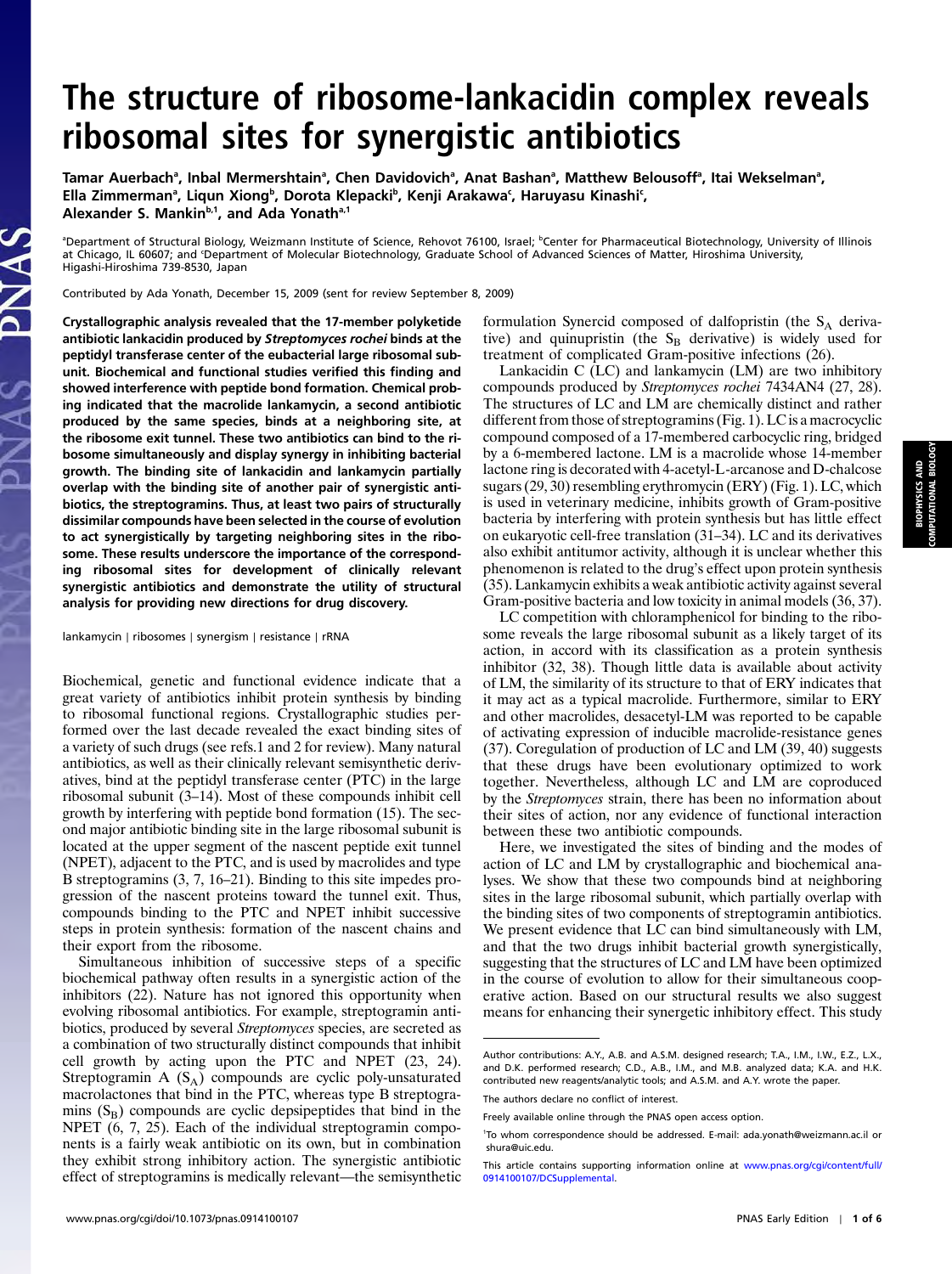# The structure of ribosome-lankacidin complex reveals ribosomal sites for synergistic antibiotics

Tamar Auerbach[a], Inbal Mermershtain[a], Chen Davidovich[a], Anat Bashan[a], Matthew Belousoff[a], Itai Wekselman[a], Ella Zimmerman[a], Liqun Xiong[b], Dorota Klepacki[b], Kenji Arakawa[c], Haruyasu Kinashi[c], Alexander S. Mankin[b,1], and Ada Yonath[a,1]

[a]Department of Structural Biology, Weizmann Institute of Science, Rehovot 76100, Israel; [b]Center for Pharmaceutical Biotechnology, University of Illinois at Chicago, IL 60607; and [c]Department of Molecular Biotechnology, Graduate School of Advanced Sciences of Matter, Hiroshima University, Higashi-Hiroshima 739-8530, Japan

Contributed by Ada Yonath, December 15, 2009 (sent for review September 8, 2009)

**Crystallographic analysis revealed that the 17-member polyketide antibiotic lankacidin produced by *Streptomyces rochei* binds at the peptidyl transferase center of the eubacterial large ribosomal subunit. Biochemical and functional studies verified this finding and showed interference with peptide bond formation. Chemical probing indicated that the macrolide lankamycin, a second antibiotic produced by the same species, binds at a neighboring site, at the ribosome exit tunnel. These two antibiotics can bind to the ribosome simultaneously and display synergy in inhibiting bacterial growth. The binding site of lankacidin and lankamycin partially overlap with the binding site of another pair of synergistic antibiotics, the streptogramins. Thus, at least two pairs of structurally dissimilar compounds have been selected in the course of evolution to act synergistically by targeting neighboring sites in the ribosome. These results underscore the importance of the corresponding ribosomal sites for development of clinically relevant synergistic antibiotics and demonstrate the utility of structural analysis for providing new directions for drug discovery.**

lankamycin | ribosomes | synergism | resistance | rRNA

Biochemical, genetic and functional evidence indicate that a great variety of antibiotics inhibit protein synthesis by binding to ribosomal functional regions. Crystallographic studies performed over the last decade revealed the exact binding sites of a variety of such drugs (see refs.1 and 2 for review). Many natural antibiotics, as well as their clinically relevant semisynthetic derivatives, bind at the peptidyl transferase center (PTC) in the large ribosomal subunit (3–14). Most of these compounds inhibit cell growth by interfering with peptide bond formation (15). The second major antibiotic binding site in the large ribosomal subunit is located at the upper segment of the nascent peptide exit tunnel (NPET), adjacent to the PTC, and is used by macrolides and type B streptogramins (3, 7, 16–21). Binding to this site impedes progression of the nascent proteins toward the tunnel exit. Thus, compounds binding to the PTC and NPET inhibit successive steps in protein synthesis: formation of the nascent chains and their export from the ribosome.

Simultaneous inhibition of successive steps of a specific biochemical pathway often results in a synergistic action of the inhibitors (22). Nature has not ignored this opportunity when evolving ribosomal antibiotics. For example, streptogramin antibiotics, produced by several *Streptomyces* species, are secreted as a combination of two structurally distinct compounds that inhibit cell growth by acting upon the PTC and NPET (23, 24). Streptogramin A ($S_A$) compounds are cyclic poly-unsaturated macrolactones that bind in the PTC, whereas type B streptogramins ($S_B$) compounds are cyclic depsipeptides that bind in the NPET (6, 7, 25). Each of the individual streptogramin components is a fairly weak antibiotic on its own, but in combination they exhibit strong inhibitory action. The synergistic antibiotic effect of streptogramins is medically relevant—the semisynthetic formulation Synercid composed of dalfopristin (the $S_A$ derivative) and quinupristin (the $S_B$ derivative) is widely used for treatment of complicated Gram-positive infections (26).

Lankacidin C (LC) and lankamycin (LM) are two inhibitory compounds produced by *Streptomyces rochei* 7434AN4 (27, 28). The structures of LC and LM are chemically distinct and rather different from those of streptogramins (Fig. 1). LC is a macrocyclic compound composed of a 17-membered carbocyclic ring, bridged by a 6-membered lactone. LM is a macrolide whose 14-member lactone ring is decorated with 4-acetyl-L-arcanose and D-chalcose sugars (29, 30) resembling erythromycin (ERY) (Fig. 1). LC, which is used in veterinary medicine, inhibits growth of Gram-positive bacteria by interfering with protein synthesis but has little effect on eukaryotic cell-free translation (31–34). LC and its derivatives also exhibit antitumor activity, although it is unclear whether this phenomenon is related to the drug's effect upon protein synthesis (35). Lankamycin exhibits a weak antibiotic activity against several Gram-positive bacteria and low toxicity in animal models (36, 37).

LC competition with chloramphenicol for binding to the ribosome reveals the large ribosomal subunit as a likely target of its action, in accord with its classification as a protein synthesis inhibitor (32, 38). Though little data is available about activity of LM, the similarity of its structure to that of ERY indicates that it may act as a typical macrolide. Furthermore, similar to ERY and other macrolides, desacetyl-LM was reported to be capable of activating expression of inducible macrolide-resistance genes (37). Coregulation of production of LC and LM (39, 40) suggests that these drugs have been evolutionary optimized to work together. Nevertheless, although LC and LM are coproduced by the *Streptomyces* strain, there has been no information about their sites of action, nor any evidence of functional interaction between these two antibiotic compounds.

Here, we investigated the sites of binding and the modes of action of LC and LM by crystallographic and biochemical analyses. We show that these two compounds bind at neighboring sites in the large ribosomal subunit, which partially overlap with the binding sites of two components of streptogramin antibiotics. We present evidence that LC can bind simultaneously with LM, and that the two drugs inhibit bacterial growth synergistically, suggesting that the structures of LC and LM have been optimized in the course of evolution to allow for their simultaneous cooperative action. Based on our structural results we also suggest means for enhancing their synergetic inhibitory effect. This study

Author contributions: A.Y., A.B. and A.S.M. designed research; T.A., I.M., I.W., E.Z., L.X., and D.K. performed research; C.D., A.B., I.M., and M.B. analyzed data; K.A. and H.K. contributed new reagents/analytic tools; and A.S.M. and A.Y. wrote the paper.

The authors declare no conflict of interest.

Freely available online through the PNAS open access option.

[1]To whom correspondence should be addressed. E-mail: ada.yonath@weizmann.ac.il or shura@uic.edu.

This article contains supporting information online at www.pnas.org/cgi/content/full/0914100107/DCSupplemental.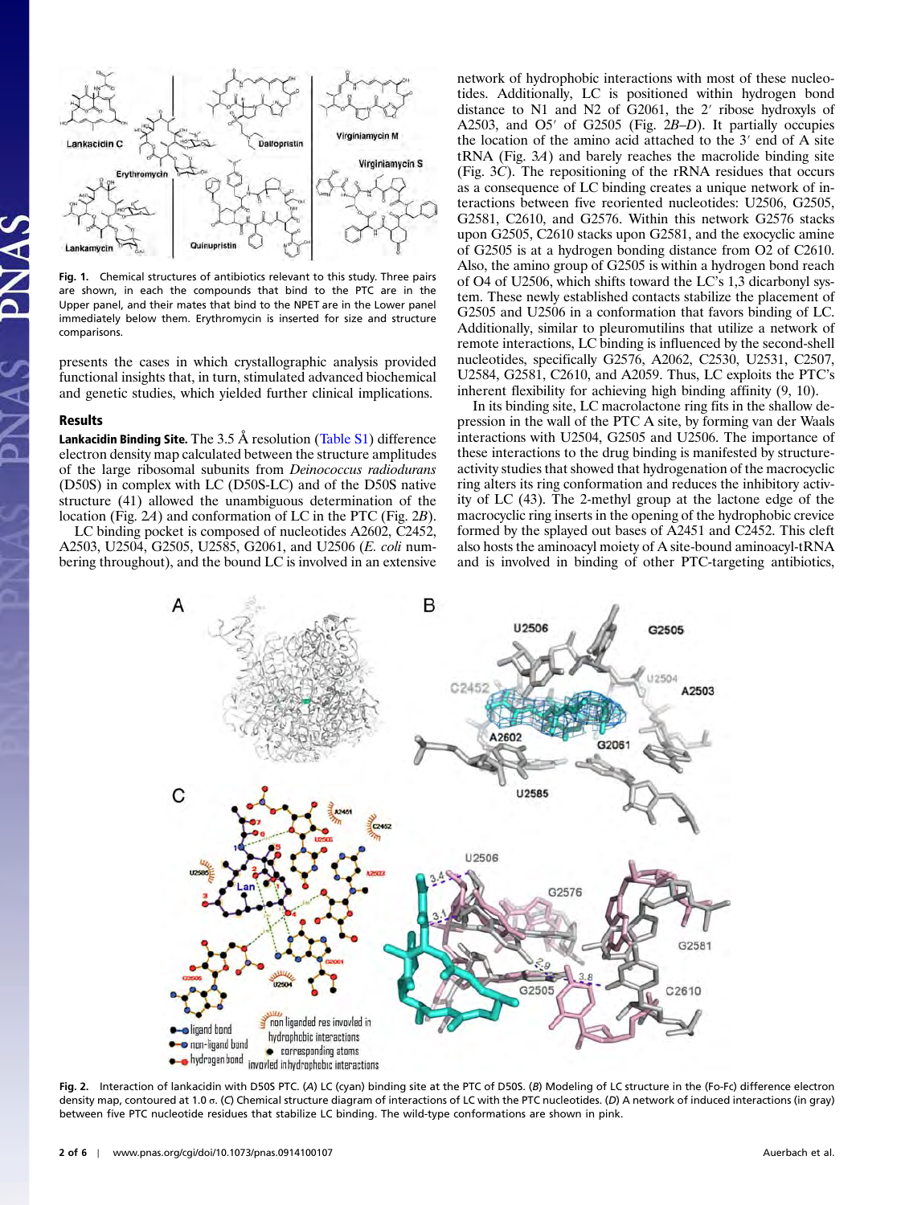Fig. 1. Chemical structures of antibiotics relevant to this study. Three pairs are shown, in each the compounds that bind to the PTC are in the Upper panel, and their mates that bind to the NPET are in the Lower panel immediately below them. Erythromycin is inserted for size and structure comparisons.

presents the cases in which crystallographic analysis provided functional insights that, in turn, stimulated advanced biochemical and genetic studies, which yielded further clinical implications.

## Results

**Lankacidin Binding Site.** The 3.5 Å resolution (Table S1) difference electron density map calculated between the structure amplitudes of the large ribosomal subunits from *Deinococcus radiodurans* (D50S) in complex with LC (D50S-LC) and of the D50S native structure (41) allowed the unambiguous determination of the location (Fig. 2*A*) and conformation of LC in the PTC (Fig. 2*B*).

LC binding pocket is composed of nucleotides A2602, C2452, A2503, U2504, G2505, U2585, G2061, and U2506 (*E. coli* numbering throughout), and the bound LC is involved in an extensive network of hydrophobic interactions with most of these nucleotides. Additionally, LC is positioned within hydrogen bond distance to N1 and N2 of G2061, the 2′ ribose hydroxyls of A2503, and O5′ of G2505 (Fig. 2*B*–*D*). It partially occupies the location of the amino acid attached to the 3′ end of A site tRNA (Fig. 3*A*) and barely reaches the macrolide binding site (Fig. 3*C*). The repositioning of the rRNA residues that occurs as a consequence of LC binding creates a unique network of interactions between five reoriented nucleotides: U2506, G2505, G2581, C2610, and G2576. Within this network G2576 stacks upon G2505, C2610 stacks upon G2581, and the exocyclic amine of G2505 is at a hydrogen bonding distance from O2 of C2610. Also, the amino group of G2505 is within a hydrogen bond reach of O4 of U2506, which shifts toward the LC's 1,3 dicarbonyl system. These newly established contacts stabilize the placement of G2505 and U2506 in a conformation that favors binding of LC. Additionally, similar to pleuromutilins that utilize a network of remote interactions, LC binding is influenced by the second-shell nucleotides, specifically G2576, A2062, C2530, U2531, C2507, U2584, G2581, C2610, and A2059. Thus, LC exploits the PTC's inherent flexibility for achieving high binding affinity (9, 10).

In its binding site, LC macrolactone ring fits in the shallow depression in the wall of the PTC A site, by forming van der Waals interactions with U2504, G2505 and U2506. The importance of these interactions to the drug binding is manifested by structure-activity studies that showed that hydrogenation of the macrocyclic ring alters its ring conformation and reduces the inhibitory activity of LC (43). The 2-methyl group at the lactone edge of the macrocyclic ring inserts in the opening of the hydrophobic crevice formed by the splayed out bases of A2451 and C2452. This cleft also hosts the aminoacyl moiety of A site-bound aminoacyl-tRNA and is involved in binding of other PTC-targeting antibiotics,

Fig. 2. Interaction of lankacidin with D50S PTC. (*A*) LC (cyan) binding site at the PTC of D50S. (*B*) Modeling of LC structure in the (Fo-Fc) difference electron density map, contoured at 1.0 σ. (*C*) Chemical structure diagram of interactions of LC with the PTC nucleotides. (*D*) A network of induced interactions (in gray) between five PTC nucleotide residues that stabilize LC binding. The wild-type conformations are shown in pink.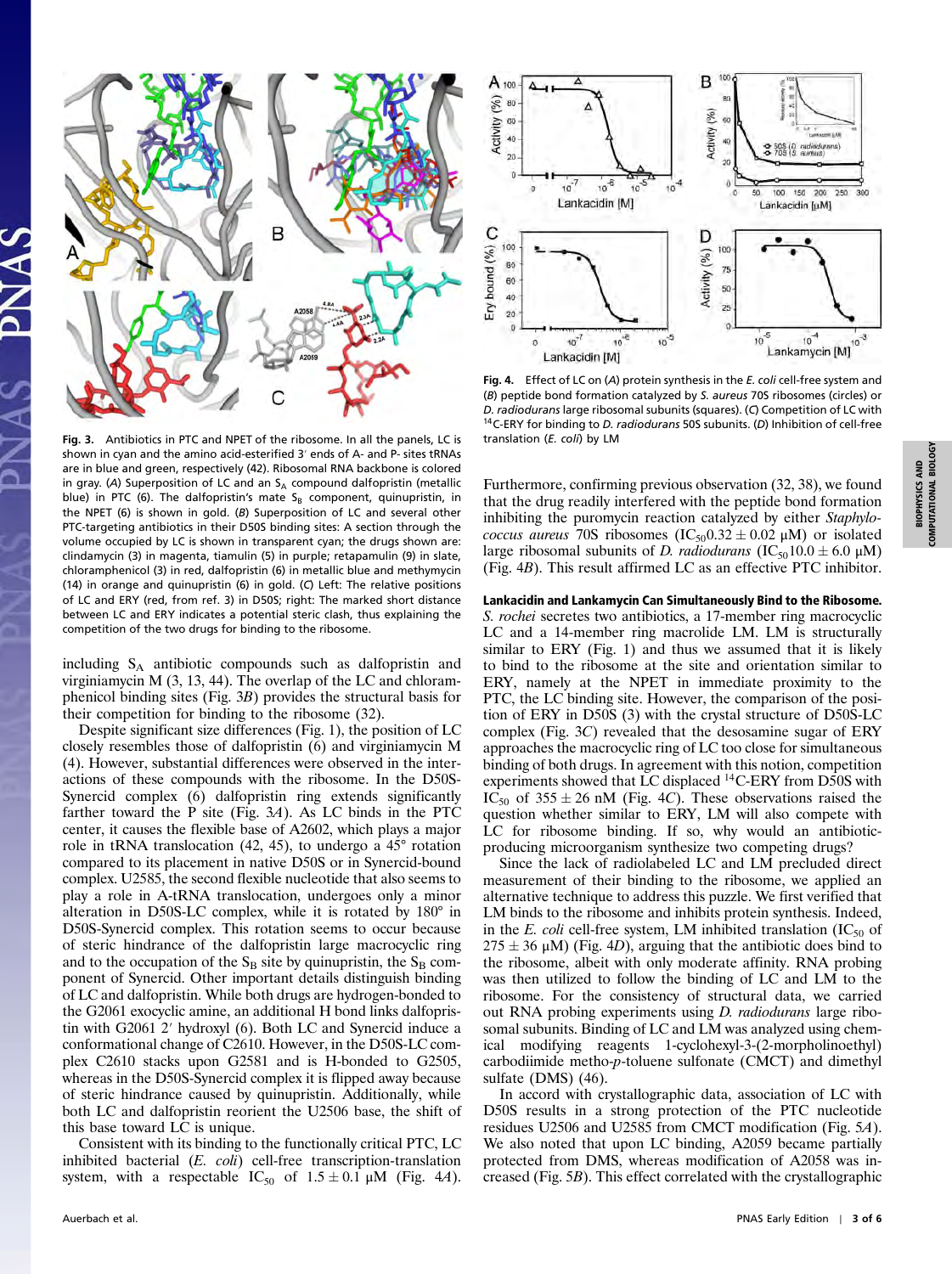Fig. 3. Antibiotics in PTC and NPET of the ribosome. In all the panels, LC is shown in cyan and the amino acid-esterified 3′ ends of A- and P- sites tRNAs are in blue and green, respectively (42). Ribosomal RNA backbone is colored in gray. (*A*) Superposition of LC and an $S_A$ compound dalfopristin (metallic blue) in PTC (6). The dalfopristin's mate $S_B$ component, quinupristin, in the NPET (6) is shown in gold. (*B*) Superposition of LC and several other PTC-targeting antibiotics in their D50S binding sites: A section through the volume occupied by LC is shown in transparent cyan; the drugs shown are: clindamycin (3) in magenta, tiamulin (5) in purple; retapamulin (9) in slate, chloramphenicol (3) in red, dalfopristin (6) in metallic blue and methymycin (14) in orange and quinupristin (6) in gold. (*C*) Left: The relative positions of LC and ERY (red, from ref. 3) in D50S; right: The marked short distance between LC and ERY indicates a potential steric clash, thus explaining the competition of the two drugs for binding to the ribosome.

including $S_A$ antibiotic compounds such as dalfopristin and virginiamycin M (3, 13, 44). The overlap of the LC and chloramphenicol binding sites (Fig. 3*B*) provides the structural basis for their competition for binding to the ribosome (32).

Despite significant size differences (Fig. 1), the position of LC closely resembles those of dalfopristin (6) and virginiamycin M (4). However, substantial differences were observed in the interactions of these compounds with the ribosome. In the D50S-Synercid complex (6) dalfopristin ring extends significantly farther toward the P site (Fig. 3*A*). As LC binds in the PTC center, it causes the flexible base of A2602, which plays a major role in tRNA translocation (42, 45), to undergo a 45° rotation compared to its placement in native D50S or in Synercid-bound complex. U2585, the second flexible nucleotide that also seems to play a role in A-tRNA translocation, undergoes only a minor alteration in D50S-LC complex, while it is rotated by 180° in D50S-Synercid complex. This rotation seems to occur because of steric hindrance of the dalfopristin large macrocyclic ring and to the occupation of the $S_B$ site by quinupristin, the $S_B$ component of Synercid. Other important details distinguish binding of LC and dalfopristin. While both drugs are hydrogen-bonded to the G2061 exocyclic amine, an additional H bond links dalfopristin with G2061 2′ hydroxyl (6). Both LC and Synercid induce a conformational change of C2610. However, in the D50S-LC complex C2610 stacks upon G2581 and is H-bonded to G2505, whereas in the D50S-Synercid complex it is flipped away because of steric hindrance caused by quinupristin. Additionally, while both LC and dalfopristin reorient the U2506 base, the shift of this base toward LC is unique.

Consistent with its binding to the functionally critical PTC, LC inhibited bacterial (*E. coli*) cell-free transcription-translation system, with a respectable $IC_{50}$ of $1.5 \pm 0.1$ μM (Fig. 4*A*).

Fig. 4. Effect of LC on (*A*) protein synthesis in the *E. coli* cell-free system and (*B*) peptide bond formation catalyzed by *S. aureus* 70S ribosomes (circles) or *D. radiodurans* large ribosomal subunits (squares). (*C*) Competition of LC with $^{14}$C-ERY for binding to *D. radiodurans* 50S subunits. (*D*) Inhibition of cell-free translation (*E. coli*) by LM

Furthermore, confirming previous observation (32, 38), we found that the drug readily interfered with the peptide bond formation inhibiting the puromycin reaction catalyzed by either *Staphylococcus aureus* 70S ribosomes ($IC_{50}$ $0.32 \pm 0.02$ μM) or isolated large ribosomal subunits of *D. radiodurans* ($IC_{50}$ $10.0 \pm 6.0$ μM) (Fig. 4*B*). This result affirmed LC as an effective PTC inhibitor.

**Lankacidin and Lankamycin Can Simultaneously Bind to the Ribosome.** *S. rochei* secretes two antibiotics, a 17-member ring macrocyclic LC and a 14-member ring macrolide LM. LM is structurally similar to ERY (Fig. 1) and thus we assumed that it is likely to bind to the ribosome at the site and orientation similar to ERY, namely at the NPET in immediate proximity to the PTC, the LC binding site. However, the comparison of the position of ERY in D50S (3) with the crystal structure of D50S-LC complex (Fig. 3*C*) revealed that the desosamine sugar of ERY approaches the macrocyclic ring of LC too close for simultaneous binding of both drugs. In agreement with this notion, competition experiments showed that LC displaced $^{14}$C-ERY from D50S with $IC_{50}$ of $355 \pm 26$ nM (Fig. 4*C*). These observations raised the question whether similar to ERY, LM will also compete with LC for ribosome binding. If so, why would an antibiotic-producing microorganism synthesize two competing drugs?

Since the lack of radiolabeled LC and LM precluded direct measurement of their binding to the ribosome, we applied an alternative technique to address this puzzle. We first verified that LM binds to the ribosome and inhibits protein synthesis. Indeed, in the *E. coli* cell-free system, LM inhibited translation ($IC_{50}$ of $275 \pm 36$ μM) (Fig. 4*D*), arguing that the antibiotic does bind to the ribosome, albeit with only moderate affinity. RNA probing was then utilized to follow the binding of LC and LM to the ribosome. For the consistency of structural data, we carried out RNA probing experiments using *D. radiodurans* large ribosomal subunits. Binding of LC and LM was analyzed using chemical modifying reagents 1-cyclohexyl-3-(2-morpholinoethyl) carbodiimide metho-*p*-toluene sulfonate (CMCT) and dimethyl sulfate (DMS) (46).

In accord with crystallographic data, association of LC with D50S results in a strong protection of the PTC nucleotide residues U2506 and U2585 from CMCT modification (Fig. 5*A*). We also noted that upon LC binding, A2059 became partially protected from DMS, whereas modification of A2058 was increased (Fig. 5*B*). This effect correlated with the crystallographic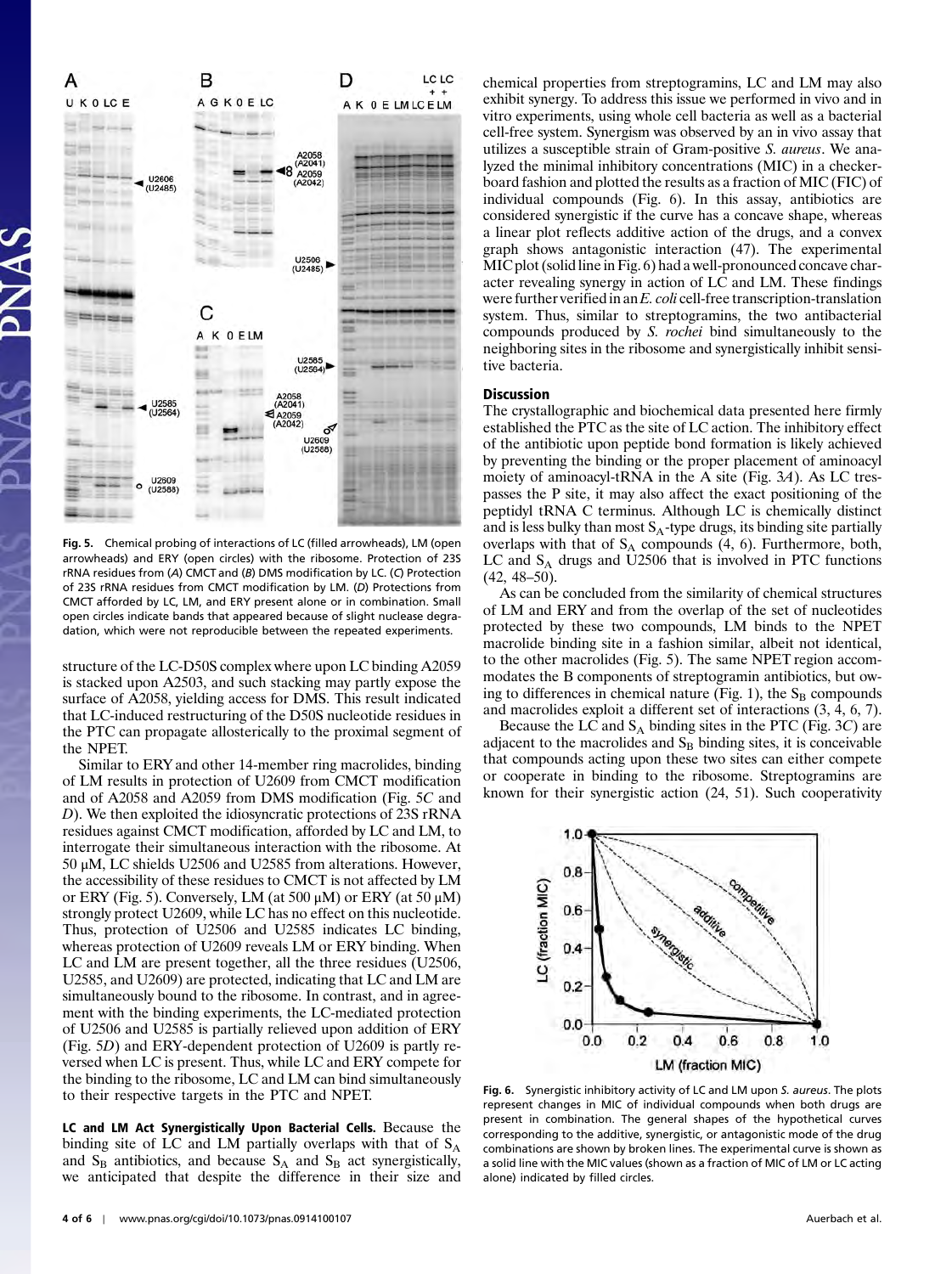Fig. 5. Chemical probing of interactions of LC (filled arrowheads), LM (open arrowheads) and ERY (open circles) with the ribosome. Protection of 23S rRNA residues from (*A*) CMCT and (*B*) DMS modification by LC. (*C*) Protection of 23S rRNA residues from CMCT modification by LM. (*D*) Protections from CMCT afforded by LC, LM, and ERY present alone or in combination. Small open circles indicate bands that appeared because of slight nuclease degradation, which were not reproducible between the repeated experiments.

structure of the LC-D50S complex where upon LC binding A2059 is stacked upon A2503, and such stacking may partly expose the surface of A2058, yielding access for DMS. This result indicated that LC-induced restructuring of the D50S nucleotide residues in the PTC can propagate allosterically to the proximal segment of the NPET.

Similar to ERY and other 14-member ring macrolides, binding of LM results in protection of U2609 from CMCT modification and of A2058 and A2059 from DMS modification (Fig. 5*C* and *D*). We then exploited the idiosyncratic protections of 23S rRNA residues against CMCT modification, afforded by LC and LM, to interrogate their simultaneous interaction with the ribosome. At 50 μM, LC shields U2506 and U2585 from alterations. However, the accessibility of these residues to CMCT is not affected by LM or ERY (Fig. 5). Conversely, LM (at 500 μM) or ERY (at 50 μM) strongly protect U2609, while LC has no effect on this nucleotide. Thus, protection of U2506 and U2585 indicates LC binding, whereas protection of U2609 reveals LM or ERY binding. When LC and LM are present together, all the three residues (U2506, U2585, and U2609) are protected, indicating that LC and LM are simultaneously bound to the ribosome. In contrast, and in agreement with the binding experiments, the LC-mediated protection of U2506 and U2585 is partially relieved upon addition of ERY (Fig. 5*D*) and ERY-dependent protection of U2609 is partly reversed when LC is present. Thus, while LC and ERY compete for the binding to the ribosome, LC and LM can bind simultaneously to their respective targets in the PTC and NPET.

**LC and LM Act Synergistically Upon Bacterial Cells.** Because the binding site of LC and LM partially overlaps with that of $S_A$ and $S_B$ antibiotics, and because $S_A$ and $S_B$ act synergistically, we anticipated that despite the difference in their size and chemical properties from streptogramins, LC and LM may also exhibit synergy. To address this issue we performed in vivo and in vitro experiments, using whole cell bacteria as well as a bacterial cell-free system. Synergism was observed by an in vivo assay that utilizes a susceptible strain of Gram-positive *S. aureus*. We analyzed the minimal inhibitory concentrations (MIC) in a checkerboard fashion and plotted the results as a fraction of MIC (FIC) of individual compounds (Fig. 6). In this assay, antibiotics are considered synergistic if the curve has a concave shape, whereas a linear plot reflects additive action of the drugs, and a convex graph shows antagonistic interaction (47). The experimental MIC plot (solid line in Fig. 6) had a well-pronounced concave character revealing synergy in action of LC and LM. These findings were further verified in an *E. coli* cell-free transcription-translation system. Thus, similar to streptogramins, the two antibacterial compounds produced by *S. rochei* bind simultaneously to the neighboring sites in the ribosome and synergistically inhibit sensitive bacteria.

## Discussion

The crystallographic and biochemical data presented here firmly established the PTC as the site of LC action. The inhibitory effect of the antibiotic upon peptide bond formation is likely achieved by preventing the binding or the proper placement of aminoacyl moiety of aminoacyl-tRNA in the A site (Fig. 3*A*). As LC trespasses the P site, it may also affect the exact positioning of the peptidyl tRNA C terminus. Although LC is chemically distinct and is less bulky than most $S_A$-type drugs, its binding site partially overlaps with that of $S_A$ compounds (4, 6). Furthermore, both, LC and $S_A$ drugs and U2506 that is involved in PTC functions (42, 48–50).

As can be concluded from the similarity of chemical structures of LM and ERY and from the overlap of the set of nucleotides protected by these two compounds, LM binds to the NPET macrolide binding site in a fashion similar, albeit not identical, to the other macrolides (Fig. 5). The same NPET region accommodates the B components of streptogramin antibiotics, but owing to differences in chemical nature (Fig. 1), the $S_B$ compounds and macrolides exploit a different set of interactions (3, 4, 6, 7).

Because the LC and $S_A$ binding sites in the PTC (Fig. 3*C*) are adjacent to the macrolides and $S_B$ binding sites, it is conceivable that compounds acting upon these two sites can either compete or cooperate in binding to the ribosome. Streptogramins are known for their synergistic action (24, 51). Such cooperativity

Fig. 6. Synergistic inhibitory activity of LC and LM upon *S. aureus*. The plots represent changes in MIC of individual compounds when both drugs are present in combination. The general shapes of the hypothetical curves corresponding to the additive, synergistic, or antagonistic mode of the drug combinations are shown by broken lines. The experimental curve is shown as a solid line with the MIC values (shown as a fraction of MIC of LM or LC acting alone) indicated by filled circles.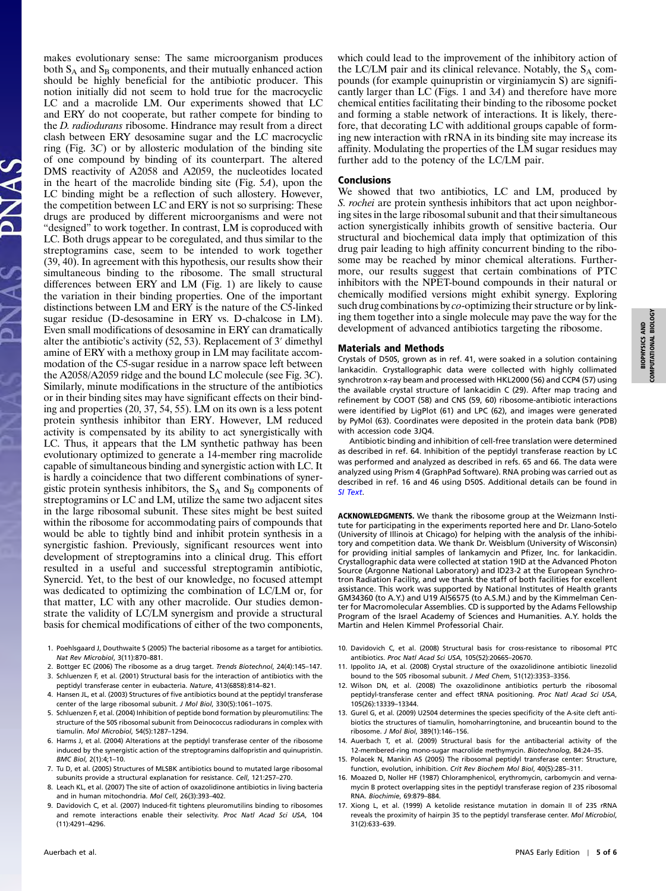makes evolutionary sense: The same microorganism produces both $S_A$ and $S_B$ components, and their mutually enhanced action should be highly beneficial for the antibiotic producer. This notion initially did not seem to hold true for the macrocyclic LC and a macrolide LM. Our experiments showed that LC and ERY do not cooperate, but rather compete for binding to the *D. radiodurans* ribosome. Hindrance may result from a direct clash between ERY desosamine sugar and the LC macrocyclic ring (Fig. 3*C*) or by allosteric modulation of the binding site of one compound by binding of its counterpart. The altered DMS reactivity of A2058 and A2059, the nucleotides located in the heart of the macrolide binding site (Fig. 5*A*), upon the LC binding might be a reflection of such allostery. However, the competition between LC and ERY is not so surprising: These drugs are produced by different microorganisms and were not "designed" to work together. In contrast, LM is coproduced with LC. Both drugs appear to be coregulated, and thus similar to the streptogramins case, seem to be intended to work together (39, 40). In agreement with this hypothesis, our results show their simultaneous binding to the ribosome. The small structural differences between ERY and LM (Fig. 1) are likely to cause the variation in their binding properties. One of the important distinctions between LM and ERY is the nature of the C5-linked sugar residue (D-desosamine in ERY vs. D-chalcose in LM). Even small modifications of desosamine in ERY can dramatically alter the antibiotic's activity (52, 53). Replacement of 3′ dimethyl amine of ERY with a methoxy group in LM may facilitate accommodation of the C5-sugar residue in a narrow space left between the A2058/A2059 ridge and the bound LC molecule (see Fig. 3*C*). Similarly, minute modifications in the structure of the antibiotics or in their binding sites may have significant effects on their binding and properties (20, 37, 54, 55). LM on its own is a less potent protein synthesis inhibitor than ERY. However, LM reduced activity is compensated by its ability to act synergistically with LC. Thus, it appears that the LM synthetic pathway has been evolutionary optimized to generate a 14-member ring macrolide capable of simultaneous binding and synergistic action with LC. It is hardly a coincidence that two different combinations of synergistic protein synthesis inhibitors, the $S_A$ and $S_B$ components of streptogramins or LC and LM, utilize the same two adjacent sites in the large ribosomal subunit. These sites might be best suited within the ribosome for accommodating pairs of compounds that would be able to tightly bind and inhibit protein synthesis in a synergistic fashion. Previously, significant resources went into development of streptogramins into a clinical drug. This effort resulted in a useful and successful streptogramin antibiotic, Synercid. Yet, to the best of our knowledge, no focused attempt was dedicated to optimizing the combination of LC/LM or, for that matter, LC with any other macrolide. Our studies demonstrate the validity of LC/LM synergism and provide a structural basis for chemical modifications of either of the two components, which could lead to the improvement of the inhibitory action of the LC/LM pair and its clinical relevance. Notably, the $S_A$ compounds (for example quinupristin or virginiamycin S) are significantly larger than LC (Figs. 1 and 3*A*) and therefore have more chemical entities facilitating their binding to the ribosome pocket and forming a stable network of interactions. It is likely, therefore, that decorating LC with additional groups capable of forming new interaction with rRNA in its binding site may increase its affinity. Modulating the properties of the LM sugar residues may further add to the potency of the LC/LM pair.

## Conclusions

We showed that two antibiotics, LC and LM, produced by *S. rochei* are protein synthesis inhibitors that act upon neighboring sites in the large ribosomal subunit and that their simultaneous action synergistically inhibits growth of sensitive bacteria. Our structural and biochemical data imply that optimization of this drug pair leading to high affinity concurrent binding to the ribosome may be reached by minor chemical alterations. Furthermore, our results suggest that certain combinations of PTC inhibitors with the NPET-bound compounds in their natural or chemically modified versions might exhibit synergy. Exploring such drug combinations by *co*-optimizing their structure or by linking them together into a single molecule may pave the way for the development of advanced antibiotics targeting the ribosome.

## Materials and Methods

Crystals of D50S, grown as in ref. 41, were soaked in a solution containing lankacidin. Crystallographic data were collected with highly collimated synchrotron x-ray beam and processed with HKL2000 (56) and CCP4 (57) using the available crystal structure of lankacidin C (29). After map tracing and refinement by COOT (58) and CNS (59, 60) ribosome-antibiotic interactions were identified by LigPlot (61) and LPC (62), and images were generated by PyMol (63). Coordinates were deposited in the protein data bank (PDB) with accession code 3JQ4.

Antibiotic binding and inhibition of cell-free translation were determined as described in ref. 64. Inhibition of the peptidyl transferase reaction by LC was performed and analyzed as described in refs. 65 and 66. The data were analyzed using Prism 4 (GraphPad Software). RNA probing was carried out as described in ref. 16 and 46 using D50S. Additional details can be found in *SI Text*.

**ACKNOWLEDGMENTS.** We thank the ribosome group at the Weizmann Institute for participating in the experiments reported here and Dr. Llano-Sotelo (University of Illinois at Chicago) for helping with the analysis of the inhibitory and competition data. We thank Dr. Weisblum (University of Wisconsin) for providing initial samples of lankamycin and Pfizer, Inc. for lankacidin. Crystallographic data were collected at station 19ID at the Advanced Photon Source (Argonne National Laboratory) and ID23-2 at the European Synchrotron Radiation Facility, and we thank the staff of both facilities for excellent assistance. This work was supported by National Institutes of Health grants GM34360 (to A.Y.) and U19 AI56575 (to A.S.M.) and by the Kimmelman Center for Macromolecular Assemblies. CD is supported by the Adams Fellowship Program of the Israel Academy of Sciences and Humanities. A.Y. holds the Martin and Helen Kimmel Professorial Chair.

1. Poehlsgaard J, Douthwaite S (2005) The bacterial ribosome as a target for antibiotics. *Nat Rev Microbiol*, 3(11):870–881.
2. Bottger EC (2006) The ribosome as a drug target. *Trends Biotechnol*, 24(4):145–147.
3. Schluenzen F, et al. (2001) Structural basis for the interaction of antibiotics with the peptidyl transferase center in eubacteria. *Nature*, 413(6858):814–821.
4. Hansen JL, et al. (2003) Structures of five antibiotics bound at the peptidyl transferase center of the large ribosomal subunit. *J Mol Biol*, 330(5):1061–1075.
5. Schluenzen F, et al. (2004) Inhibition of peptide bond formation by pleuromutilins: The structure of the 50S ribosomal subunit from Deinococcus radiodurans in complex with tiamulin. *Mol Microbiol*, 54(5):1287–1294.
6. Harms J, et al. (2004) Alterations at the peptidyl transferase center of the ribosome induced by the synergistic action of the streptogramins dalfopristin and quinupristin. *BMC Biol*, 2(1):4;1–10.
7. Tu D, et al. (2005) Structures of MLSBK antibiotics bound to mutated large ribosomal subunits provide a structural explanation for resistance. *Cell*, 121:257–270.
8. Leach KL, et al. (2007) The site of action of oxazolidinone antibiotics in living bacteria and in human mitochondria. *Mol Cell*, 26(3):393–402.
9. Davidovich C, et al. (2007) Induced-fit tightens pleuromutilins binding to ribosomes and remote interactions enable their selectivity. *Proc Natl Acad Sci USA*, 104 (11):4291–4296.
10. Davidovich C, et al. (2008) Structural basis for cross-resistance to ribosomal PTC antibiotics. *Proc Natl Acad Sci USA*, 105(52):20665–20670.
11. Ippolito JA, et al. (2008) Crystal structure of the oxazolidinone antibiotic linezolid bound to the 50S ribosomal subunit. *J Med Chem*, 51(12):3353–3356.
12. Wilson DN, et al. (2008) The oxazolidinone antibiotics perturb the ribosomal peptidyl-transferase center and effect tRNA positioning. *Proc Natl Acad Sci USA*, 105(26):13339–13344.
13. Gurel G, et al. (2009) U2504 determines the species specificity of the A-site cleft antibiotics the structures of tiamulin, homoharringtonine, and bruceantin bound to the ribosome. *J Mol Biol*, 389(1):146–156.
14. Auerbach T, et al. (2009) Structural basis for the antibacterial activity of the 12-membered-ring mono-sugar macrolide methymycin. *Biotechnolog*, 84:24–35.
15. Polacek N, Mankin AS (2005) The ribosomal peptidyl transferase center: Structure, function, evolution, inhibition. *Crit Rev Biochem Mol Biol*, 40(5):285–311.
16. Moazed D, Noller HF (1987) Chloramphenicol, erythromycin, carbomycin and vernamycin B protect overlapping sites in the peptidyl transferase region of 23S ribosomal RNA. *Biochimie*, 69:879–884.
17. Xiong L, et al. (1999) A ketolide resistance mutation in domain II of 23S rRNA reveals the proximity of hairpin 35 to the peptidyl transferase center. *Mol Microbiol*, 31(2):633–639.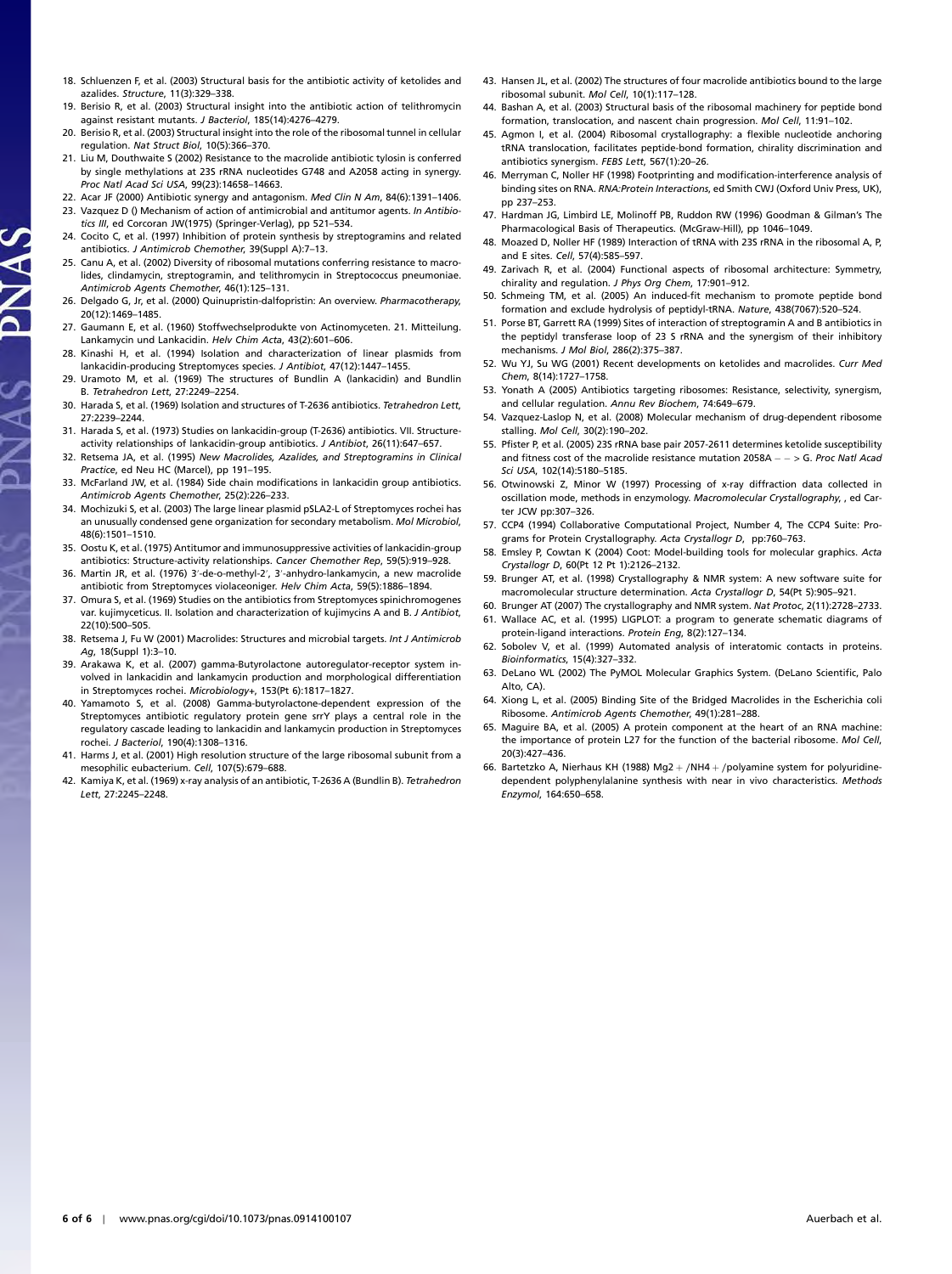18. Schluenzen F, et al. (2003) Structural basis for the antibiotic activity of ketolides and azalides. *Structure*, 11(3):329–338.
19. Berisio R, et al. (2003) Structural insight into the antibiotic action of telithromycin against resistant mutants. *J Bacteriol*, 185(14):4276–4279.
20. Berisio R, et al. (2003) Structural insight into the role of the ribosomal tunnel in cellular regulation. *Nat Struct Biol*, 10(5):366–370.
21. Liu M, Douthwaite S (2002) Resistance to the macrolide antibiotic tylosin is conferred by single methylations at 23S rRNA nucleotides G748 and A2058 acting in synergy. *Proc Natl Acad Sci USA*, 99(23):14658–14663.
22. Acar JF (2000) Antibiotic synergy and antagonism. *Med Clin N Am*, 84(6):1391–1406.
23. Vazquez D () Mechanism of action of antimicrobial and antitumor agents. *In Antibiotics III*, ed Corcoran JW(1975) (Springer-Verlag), pp 521–534.
24. Cocito C, et al. (1997) Inhibition of protein synthesis by streptogramins and related antibiotics. *J Antimicrob Chemother*, 39(Suppl A):7–13.
25. Canu A, et al. (2002) Diversity of ribosomal mutations conferring resistance to macrolides, clindamycin, streptogramin, and telithromycin in Streptococcus pneumoniae. *Antimicrob Agents Chemother*, 46(1):125–131.
26. Delgado G, Jr, et al. (2000) Quinupristin-dalfopristin: An overview. *Pharmacotherapy*, 20(12):1469–1485.
27. Gaumann E, et al. (1960) Stoffwechselprodukte von Actinomyceten. 21. Mitteilung. Lankamycin und Lankacidin. *Helv Chim Acta*, 43(2):601–606.
28. Kinashi H, et al. (1994) Isolation and characterization of linear plasmids from lankacidin-producing Streptomyces species. *J Antibiot*, 47(12):1447–1455.
29. Uramoto M, et al. (1969) The structures of Bundlin A (lankacidin) and Bundlin B. *Tetrahedron Lett*, 27:2249–2254.
30. Harada S, et al. (1969) Isolation and structures of T-2636 antibiotics. *Tetrahedron Lett*, 27:2239–2244.
31. Harada S, et al. (1973) Studies on lankacidin-group (T-2636) antibiotics. VII. Structure-activity relationships of lankacidin-group antibiotics. *J Antibiot*, 26(11):647–657.
32. Retsema JA, et al. (1995) *New Macrolides, Azalides, and Streptogramins in Clinical Practice*, ed Neu HC (Marcel), pp 191–195.
33. McFarland JW, et al. (1984) Side chain modifications in lankacidin group antibiotics. *Antimicrob Agents Chemother*, 25(2):226–233.
34. Mochizuki S, et al. (2003) The large linear plasmid pSLA2-L of Streptomyces rochei has an unusually condensed gene organization for secondary metabolism. *Mol Microbiol*, 48(6):1501–1510.
35. Oostu K, et al. (1975) Antitumor and immunosuppressive activities of lankacidin-group antibiotics: Structure-activity relationships. *Cancer Chemother Rep*, 59(5):919–928.
36. Martin JR, et al. (1976) 3′-de-o-methyl-2′, 3′-anhydro-lankamycin, a new macrolide antibiotic from Streptomyces violaceoniger. *Helv Chim Acta*, 59(5):1886–1894.
37. Omura S, et al. (1969) Studies on the antibiotics from Streptomyces spinichromogenes var. kujimyceticus. II. Isolation and characterization of kujimycins A and B. *J Antibiot*, 22(10):500–505.
38. Retsema J, Fu W (2001) Macrolides: Structures and microbial targets. *Int J Antimicrob Ag*, 18(Suppl 1):3–10.
39. Arakawa K, et al. (2007) gamma-Butyrolactone autoregulator-receptor system involved in lankacidin and lankamycin production and morphological differentiation in Streptomyces rochei. *Microbiology+*, 153(Pt 6):1817–1827.
40. Yamamoto S, et al. (2008) Gamma-butyrolactone-dependent expression of the Streptomyces antibiotic regulatory protein gene srrY plays a central role in the regulatory cascade leading to lankacidin and lankamycin production in Streptomyces rochei. *J Bacteriol*, 190(4):1308–1316.
41. Harms J, et al. (2001) High resolution structure of the large ribosomal subunit from a mesophilic eubacterium. *Cell*, 107(5):679–688.
42. Kamiya K, et al. (1969) x-ray analysis of an antibiotic, T-2636 A (Bundlin B). *Tetrahedron Lett*, 27:2245–2248.
43. Hansen JL, et al. (2002) The structures of four macrolide antibiotics bound to the large ribosomal subunit. *Mol Cell*, 10(1):117–128.
44. Bashan A, et al. (2003) Structural basis of the ribosomal machinery for peptide bond formation, translocation, and nascent chain progression. *Mol Cell*, 11:91–102.
45. Agmon I, et al. (2004) Ribosomal crystallography: a flexible nucleotide anchoring tRNA translocation, facilitates peptide-bond formation, chirality discrimination and antibiotics synergism. *FEBS Lett*, 567(1):20–26.
46. Merryman C, Noller HF (1998) Footprinting and modification-interference analysis of binding sites on RNA. *RNA:Protein Interactions*, ed Smith CWJ (Oxford Univ Press, UK), pp 237–253.
47. Hardman JG, Limbird LE, Molinoff PB, Ruddon RW (1996) Goodman & Gilman's The Pharmacological Basis of Therapeutics. (McGraw-Hill), pp 1046–1049.
48. Moazed D, Noller HF (1989) Interaction of tRNA with 23S rRNA in the ribosomal A, P, and E sites. *Cell*, 57(4):585–597.
49. Zarivach R, et al. (2004) Functional aspects of ribosomal architecture: Symmetry, chirality and regulation. *J Phys Org Chem*, 17:901–912.
50. Schmeing TM, et al. (2005) An induced-fit mechanism to promote peptide bond formation and exclude hydrolysis of peptidyl-tRNA. *Nature*, 438(7067):520–524.
51. Porse BT, Garrett RA (1999) Sites of interaction of streptogramin A and B antibiotics in the peptidyl transferase loop of 23 S rRNA and the synergism of their inhibitory mechanisms. *J Mol Biol*, 286(2):375–387.
52. Wu YJ, Su WG (2001) Recent developments on ketolides and macrolides. *Curr Med Chem*, 8(14):1727–1758.
53. Yonath A (2005) Antibiotics targeting ribosomes: Resistance, selectivity, synergism, and cellular regulation. *Annu Rev Biochem*, 74:649–679.
54. Vazquez-Laslop N, et al. (2008) Molecular mechanism of drug-dependent ribosome stalling. *Mol Cell*, 30(2):190–202.
55. Pfister P, et al. (2005) 23S rRNA base pair 2057-2611 determines ketolide susceptibility and fitness cost of the macrolide resistance mutation 2058A − − > G. *Proc Natl Acad Sci USA*, 102(14):5180–5185.
56. Otwinowski Z, Minor W (1997) Processing of x-ray diffraction data collected in oscillation mode, methods in enzymology. *Macromolecular Crystallography*, , ed Carter JCW pp:307–326.
57. CCP4 (1994) Collaborative Computational Project, Number 4, The CCP4 Suite: Programs for Protein Crystallography. *Acta Crystallogr D*, pp:760–763.
58. Emsley P, Cowtan K (2004) Coot: Model-building tools for molecular graphics. *Acta Crystallogr D*, 60(Pt 12 Pt 1):2126–2132.
59. Brunger AT, et al. (1998) Crystallography & NMR system: A new software suite for macromolecular structure determination. *Acta Crystallogr D*, 54(Pt 5):905–921.
60. Brunger AT (2007) The crystallography and NMR system. *Nat Protoc*, 2(11):2728–2733.
61. Wallace AC, et al. (1995) LIGPLOT: a program to generate schematic diagrams of protein-ligand interactions. *Protein Eng*, 8(2):127–134.
62. Sobolev V, et al. (1999) Automated analysis of interatomic contacts in proteins. *Bioinformatics*, 15(4):327–332.
63. DeLano WL (2002) The PyMOL Molecular Graphics System. (DeLano Scientific, Palo Alto, CA).
64. Xiong L, et al. (2005) Binding Site of the Bridged Macrolides in the Escherichia coli Ribosome. *Antimicrob Agents Chemother*, 49(1):281–288.
65. Maguire BA, et al. (2005) A protein component at the heart of an RNA machine: the importance of protein L27 for the function of the bacterial ribosome. *Mol Cell*, 20(3):427–436.
66. Bartetzko A, Nierhaus KH (1988) Mg2 + /NH4 + /polyamine system for polyuridine-dependent polyphenylalanine synthesis with near in vivo characteristics. *Methods Enzymol*, 164:650–658.